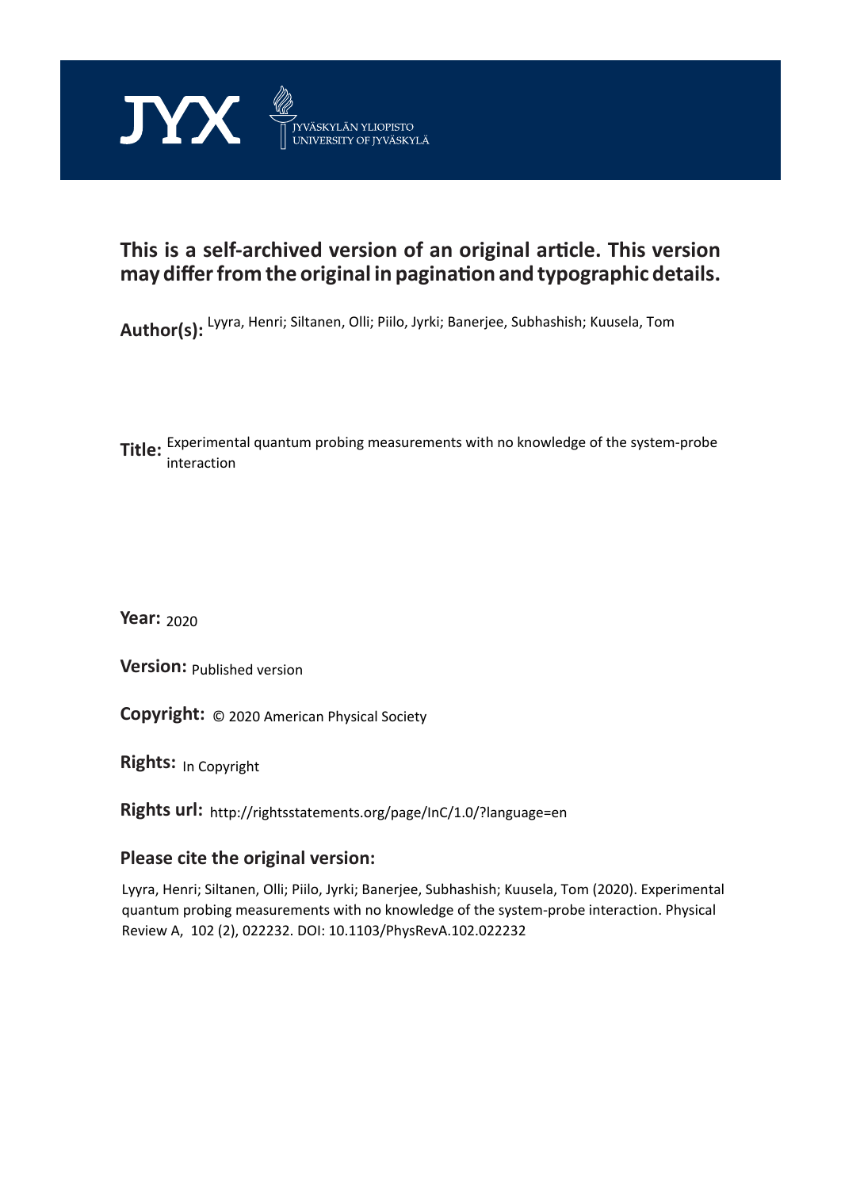JYX JYVÄSKYLÄN YLIOPISTO UNIVERSITY OF JYVÄSKYLÄ

## This is a self-archived version of an original article. This version may differ from the original in pagination and typographic details.

**Author(s):** Lyyra, Henri; Siltanen, Olli; Piilo, Jyrki; Banerjee, Subhashish; Kuusela, Tom

**Title:** Experimental quantum probing measurements with no knowledge of the system-probe interaction

**Year:** 2020

**Version:** Published version

**Copyright:** © 2020 American Physical Society

**Rights:** In Copyright

**Rights url:** http://rightsstatements.org/page/InC/1.0/?language=en

### Please cite the original version:

Lyyra, Henri; Siltanen, Olli; Piilo, Jyrki; Banerjee, Subhashish; Kuusela, Tom (2020). Experimental quantum probing measurements with no knowledge of the system-probe interaction. Physical Review A, 102 (2), 022232. DOI: 10.1103/PhysRevA.102.022232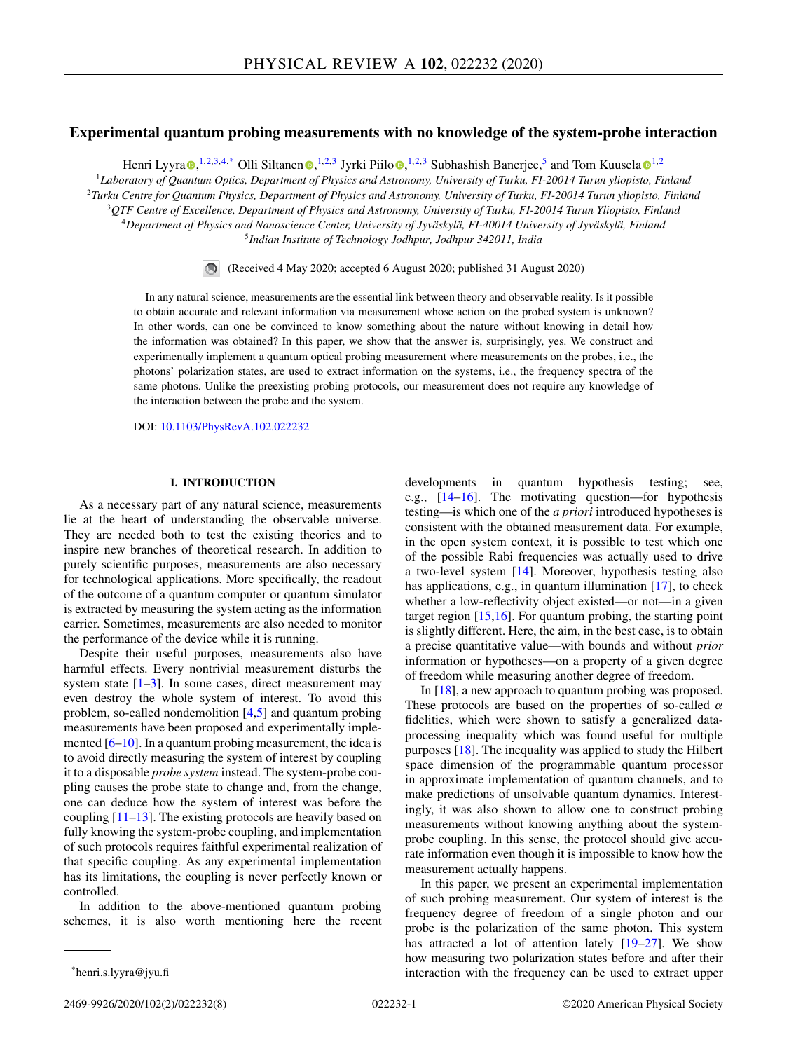# Experimental quantum probing measurements with no knowledge of the system-probe interaction

Henri Lyyra,[1,2,3,4,*] Olli Siltanen,[1,2,3] Jyrki Piilo,[1,2,3] Subhashish Banerjee,[5] and Tom Kuusela[1,2]

[1]*Laboratory of Quantum Optics, Department of Physics and Astronomy, University of Turku, FI-20014 Turun yliopisto, Finland*
[2]*Turku Centre for Quantum Physics, Department of Physics and Astronomy, University of Turku, FI-20014 Turun yliopisto, Finland*
[3]*QTF Centre of Excellence, Department of Physics and Astronomy, University of Turku, FI-20014 Turun Yliopisto, Finland*
[4]*Department of Physics and Nanoscience Center, University of Jyväskylä, FI-40014 University of Jyväskylä, Finland*
[5]*Indian Institute of Technology Jodhpur, Jodhpur 342011, India*

(Received 4 May 2020; accepted 6 August 2020; published 31 August 2020)

In any natural science, measurements are the essential link between theory and observable reality. Is it possible to obtain accurate and relevant information via measurement whose action on the probed system is unknown? In other words, can one be convinced to know something about the nature without knowing in detail how the information was obtained? In this paper, we show that the answer is, surprisingly, yes. We construct and experimentally implement a quantum optical probing measurement where measurements on the probes, i.e., the photons' polarization states, are used to extract information on the systems, i.e., the frequency spectra of the same photons. Unlike the preexisting probing protocols, our measurement does not require any knowledge of the interaction between the probe and the system.

DOI: 10.1103/PhysRevA.102.022232

## I. INTRODUCTION

As a necessary part of any natural science, measurements lie at the heart of understanding the observable universe. They are needed both to test the existing theories and to inspire new branches of theoretical research. In addition to purely scientific purposes, measurements are also necessary for technological applications. More specifically, the readout of the outcome of a quantum computer or quantum simulator is extracted by measuring the system acting as the information carrier. Sometimes, measurements are also needed to monitor the performance of the device while it is running.

Despite their useful purposes, measurements also have harmful effects. Every nontrivial measurement disturbs the system state [1–3]. In some cases, direct measurement may even destroy the whole system of interest. To avoid this problem, so-called nondemolition [4,5] and quantum probing measurements have been proposed and experimentally implemented [6–10]. In a quantum probing measurement, the idea is to avoid directly measuring the system of interest by coupling it to a disposable *probe system* instead. The system-probe coupling causes the probe state to change and, from the change, one can deduce how the system of interest was before the coupling [11–13]. The existing protocols are heavily based on fully knowing the system-probe coupling, and implementation of such protocols requires faithful experimental realization of that specific coupling. As any experimental implementation has its limitations, the coupling is never perfectly known or controlled.

In addition to the above-mentioned quantum probing schemes, it is also worth mentioning here the recent developments in quantum hypothesis testing; see, e.g., [14–16]. The motivating question—for hypothesis testing—is which one of the *a priori* introduced hypotheses is consistent with the obtained measurement data. For example, in the open system context, it is possible to test which one of the possible Rabi frequencies was actually used to drive a two-level system [14]. Moreover, hypothesis testing also has applications, e.g., in quantum illumination [17], to check whether a low-reflectivity object existed—or not—in a given target region [15,16]. For quantum probing, the starting point is slightly different. Here, the aim, in the best case, is to obtain a precise quantitative value—with bounds and without *prior* information or hypotheses—on a property of a given degree of freedom while measuring another degree of freedom.

In [18], a new approach to quantum probing was proposed. These protocols are based on the properties of so-called $\alpha$ fidelities, which were shown to satisfy a generalized data-processing inequality which was found useful for multiple purposes [18]. The inequality was applied to study the Hilbert space dimension of the programmable quantum processor in approximate implementation of quantum channels, and to make predictions of unsolvable quantum dynamics. Interestingly, it was also shown to allow one to construct probing measurements without knowing anything about the system-probe coupling. In this sense, the protocol should give accurate information even though it is impossible to know how the measurement actually happens.

In this paper, we present an experimental implementation of such probing measurement. Our system of interest is the frequency degree of freedom of a single photon and our probe is the polarization of the same photon. This system has attracted a lot of attention lately [19–27]. We show how measuring two polarization states before and after their interaction with the frequency can be used to extract upper

*henri.s.lyyra@jyu.fi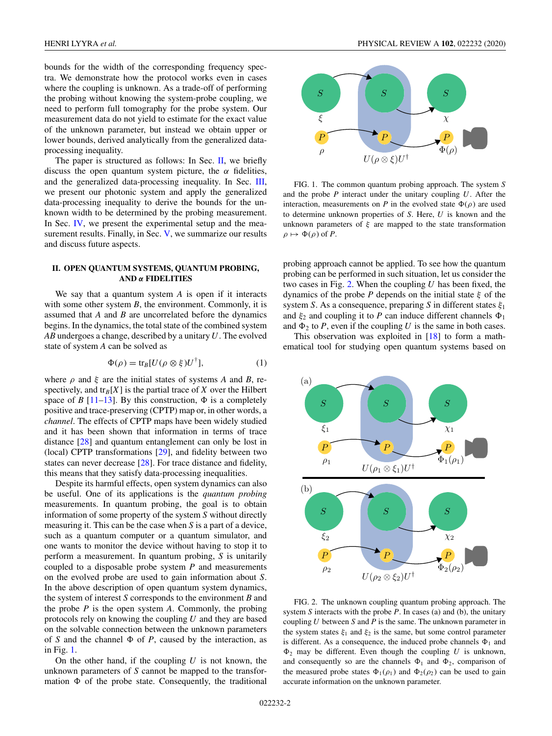bounds for the width of the corresponding frequency spectra. We demonstrate how the protocol works even in cases where the coupling is unknown. As a trade-off of performing the probing without knowing the system-probe coupling, we need to perform full tomography for the probe system. Our measurement data do not yield to estimate for the exact value of the unknown parameter, but instead we obtain upper or lower bounds, derived analytically from the generalized data-processing inequality.

The paper is structured as follows: In Sec. II, we briefly discuss the open quantum system picture, the $\alpha$ fidelities, and the generalized data-processing inequality. In Sec. III, we present our photonic system and apply the generalized data-processing inequality to derive the bounds for the unknown width to be determined by the probing measurement. In Sec. IV, we present the experimental setup and the measurement results. Finally, in Sec. V, we summarize our results and discuss future aspects.

## II. OPEN QUANTUM SYSTEMS, QUANTUM PROBING, AND $\alpha$ FIDELITIES

We say that a quantum system $A$ is open if it interacts with some other system $B$, the environment. Commonly, it is assumed that $A$ and $B$ are uncorrelated before the dynamics begins. In the dynamics, the total state of the combined system $AB$ undergoes a change, described by a unitary $U$. The evolved state of system $A$ can be solved as

$$\Phi(\rho) = \mathrm{tr}_B[U(\rho \otimes \xi)U^\dagger], \tag{1}$$

where $\rho$ and $\xi$ are the initial states of systems $A$ and $B$, respectively, and $\mathrm{tr}_B[X]$ is the partial trace of $X$ over the Hilbert space of $B$ [11–13]. By this construction, $\Phi$ is a completely positive and trace-preserving (CPTP) map or, in other words, a *channel*. The effects of CPTP maps have been widely studied and it has been shown that information in terms of trace distance [28] and quantum entanglement can only be lost in (local) CPTP transformations [29], and fidelity between two states can never decrease [28]. For trace distance and fidelity, this means that they satisfy data-processing inequalities.

Despite its harmful effects, open system dynamics can also be useful. One of its applications is the *quantum probing* measurements. In quantum probing, the goal is to obtain information of some property of the system $S$ without directly measuring it. This can be the case when $S$ is a part of a device, such as a quantum computer or a quantum simulator, and one wants to monitor the device without having to stop it to perform a measurement. In quantum probing, $S$ is unitarily coupled to a disposable probe system $P$ and measurements on the evolved probe are used to gain information about $S$. In the above description of open quantum system dynamics, the system of interest $S$ corresponds to the environment $B$ and the probe $P$ is the open system $A$. Commonly, the probing protocols rely on knowing the coupling $U$ and they are based on the solvable connection between the unknown parameters of $S$ and the channel $\Phi$ of $P$, caused by the interaction, as in Fig. 1.

On the other hand, if the coupling $U$ is not known, the unknown parameters of $S$ cannot be mapped to the transformation $\Phi$ of the probe state. Consequently, the traditional probing approach cannot be applied. To see how the quantum probing can be performed in such situation, let us consider the two cases in Fig. 2. When the coupling $U$ has been fixed, the dynamics of the probe $P$ depends on the initial state $\xi$ of the system $S$. As a consequence, preparing $S$ in different states $\xi_1$ and $\xi_2$ and coupling it to $P$ can induce different channels $\Phi_1$ and $\Phi_2$ to $P$, even if the coupling $U$ is the same in both cases.

This observation was exploited in [18] to form a mathematical tool for studying open quantum systems based on

FIG. 1. The common quantum probing approach. The system $S$ and the probe $P$ interact under the unitary coupling $U$. After the interaction, measurements on $P$ in the evolved state $\Phi(\rho)$ are used to determine unknown properties of $S$. Here, $U$ is known and the unknown parameters of $\xi$ are mapped to the state transformation $\rho \mapsto \Phi(\rho)$ of $P$.

FIG. 2. The unknown coupling quantum probing approach. The system $S$ interacts with the probe $P$. In cases (a) and (b), the unitary coupling $U$ between $S$ and $P$ is the same. The unknown parameter in the system states $\xi_1$ and $\xi_2$ is the same, but some control parameter is different. As a consequence, the induced probe channels $\Phi_1$ and $\Phi_2$ may be different. Even though the coupling $U$ is unknown, and consequently so are the channels $\Phi_1$ and $\Phi_2$, comparison of the measured probe states $\Phi_1(\rho_1)$ and $\Phi_2(\rho_2)$ can be used to gain accurate information on the unknown parameter.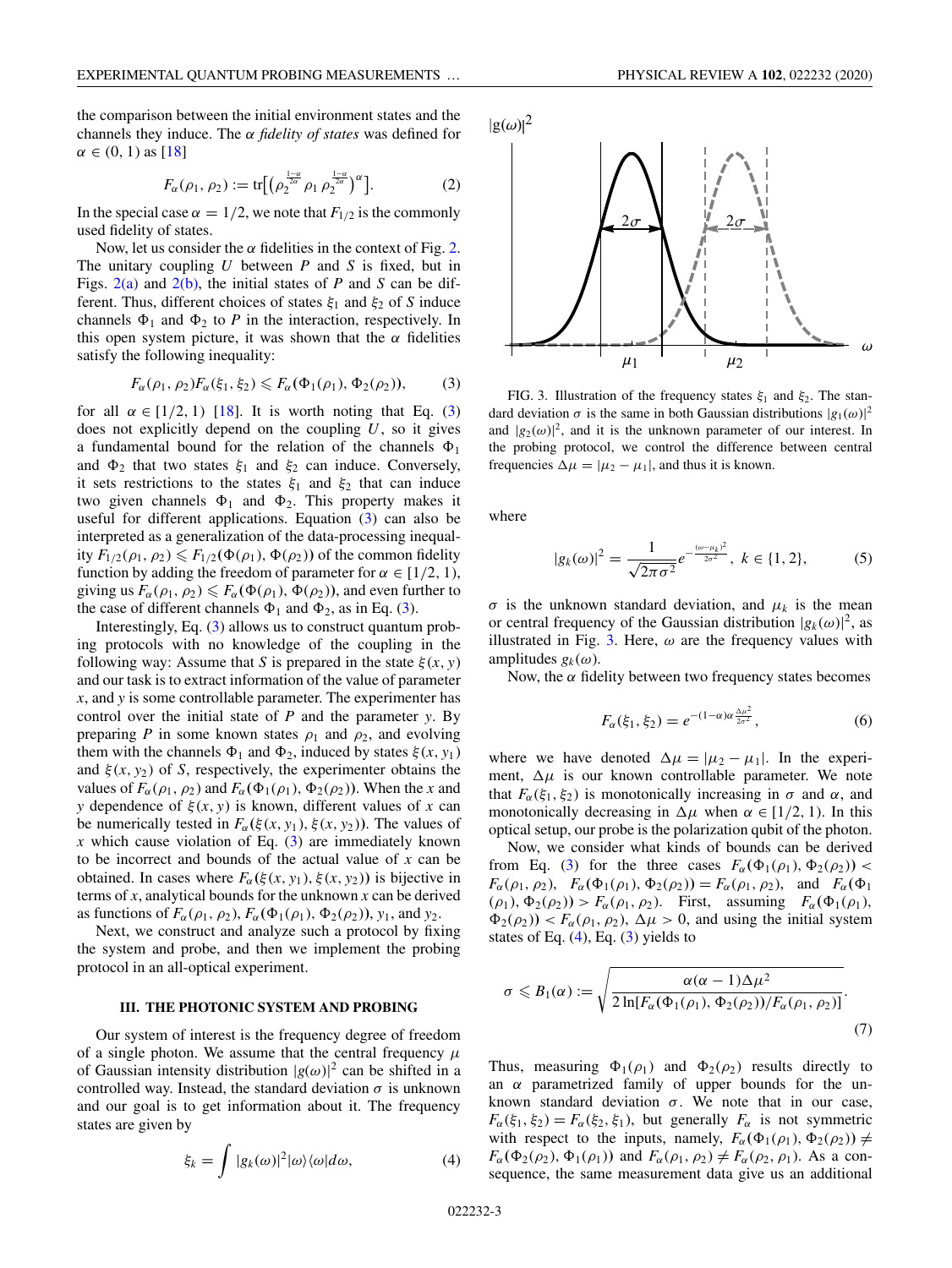the comparison between the initial environment states and the channels they induce. The $\alpha$ *fidelity of states* was defined for $\alpha \in (0, 1)$ as [18]

$$F_\alpha(\rho_1, \rho_2) := \mathrm{tr}\big[\big(\rho_2^{\frac{1-\alpha}{2\alpha}}\,\rho_1\,\rho_2^{\frac{1-\alpha}{2\alpha}}\big)^\alpha\big]. \tag{2}$$

In the special case $\alpha = 1/2$, we note that $F_{1/2}$ is the commonly used fidelity of states.

Now, let us consider the $\alpha$ fidelities in the context of Fig. 2. The unitary coupling $U$ between $P$ and $S$ is fixed, but in Figs. 2(a) and 2(b), the initial states of $P$ and $S$ can be different. Thus, different choices of states $\xi_1$ and $\xi_2$ of $S$ induce channels $\Phi_1$ and $\Phi_2$ to $P$ in the interaction, respectively. In this open system picture, it was shown that the $\alpha$ fidelities satisfy the following inequality:

$$F_\alpha(\rho_1, \rho_2)F_\alpha(\xi_1, \xi_2) \leqslant F_\alpha(\Phi_1(\rho_1), \Phi_2(\rho_2)), \tag{3}$$

for all $\alpha \in [1/2, 1)$ [18]. It is worth noting that Eq. (3) does not explicitly depend on the coupling $U$, so it gives a fundamental bound for the relation of the channels $\Phi_1$ and $\Phi_2$ that two states $\xi_1$ and $\xi_2$ can induce. Conversely, it sets restrictions to the states $\xi_1$ and $\xi_2$ that can induce two given channels $\Phi_1$ and $\Phi_2$. This property makes it useful for different applications. Equation (3) can also be interpreted as a generalization of the data-processing inequality $F_{1/2}(\rho_1, \rho_2) \leqslant F_{1/2}(\Phi(\rho_1), \Phi(\rho_2))$ of the common fidelity function by adding the freedom of parameter for $\alpha \in [1/2, 1)$, giving us $F_\alpha(\rho_1, \rho_2) \leqslant F_\alpha(\Phi(\rho_1), \Phi(\rho_2))$, and even further to the case of different channels $\Phi_1$ and $\Phi_2$, as in Eq. (3).

Interestingly, Eq. (3) allows us to construct quantum probing protocols with no knowledge of the coupling in the following way: Assume that $S$ is prepared in the state $\xi(x, y)$ and our task is to extract information of the value of parameter $x$, and $y$ is some controllable parameter. The experimenter has control over the initial state of $P$ and the parameter $y$. By preparing $P$ in some known states $\rho_1$ and $\rho_2$, and evolving them with the channels $\Phi_1$ and $\Phi_2$, induced by states $\xi(x, y_1)$ and $\xi(x, y_2)$ of $S$, respectively, the experimenter obtains the values of $F_\alpha(\rho_1, \rho_2)$ and $F_\alpha(\Phi_1(\rho_1), \Phi_2(\rho_2))$. When the $x$ and $y$ dependence of $\xi(x, y)$ is known, different values of $x$ can be numerically tested in $F_\alpha(\xi(x, y_1), \xi(x, y_2))$. The values of $x$ which cause violation of Eq. (3) are immediately known to be incorrect and bounds of the actual value of $x$ can be obtained. In cases where $F_\alpha(\xi(x, y_1), \xi(x, y_2))$ is bijective in terms of $x$, analytical bounds for the unknown $x$ can be derived as functions of $F_\alpha(\rho_1, \rho_2)$, $F_\alpha(\Phi_1(\rho_1), \Phi_2(\rho_2))$, $y_1$, and $y_2$.

Next, we construct and analyze such a protocol by fixing the system and probe, and then we implement the probing protocol in an all-optical experiment.

### III. THE PHOTONIC SYSTEM AND PROBING

Our system of interest is the frequency degree of freedom of a single photon. We assume that the central frequency $\mu$ of Gaussian intensity distribution $|g(\omega)|^2$ can be shifted in a controlled way. Instead, the standard deviation $\sigma$ is unknown and our goal is to get information about it. The frequency states are given by

$$\xi_k = \int |g_k(\omega)|^2|\omega\rangle\langle\omega|d\omega, \tag{4}$$

FIG. 3. Illustration of the frequency states $\xi_1$ and $\xi_2$. The standard deviation $\sigma$ is the same in both Gaussian distributions $|g_1(\omega)|^2$ and $|g_2(\omega)|^2$, and it is the unknown parameter of our interest. In the probing protocol, we control the difference between central frequencies $\Delta\mu = |\mu_2 - \mu_1|$, and thus it is known.

where

$$|g_k(\omega)|^2 = \frac{1}{\sqrt{2\pi\sigma^2}}e^{-\frac{(\omega-\mu_k)^2}{2\sigma^2}},\ k \in \{1, 2\}, \tag{5}$$

$\sigma$ is the unknown standard deviation, and $\mu_k$ is the mean or central frequency of the Gaussian distribution $|g_k(\omega)|^2$, as illustrated in Fig. 3. Here, $\omega$ are the frequency values with amplitudes $g_k(\omega)$.

Now, the $\alpha$ fidelity between two frequency states becomes

$$F_\alpha(\xi_1, \xi_2) = e^{-(1-\alpha)\alpha\frac{\Delta\mu^2}{2\sigma^2}}, \tag{6}$$

where we have denoted $\Delta\mu = |\mu_2 - \mu_1|$. In the experiment, $\Delta\mu$ is our known controllable parameter. We note that $F_\alpha(\xi_1, \xi_2)$ is monotonically increasing in $\sigma$ and $\alpha$, and monotonically decreasing in $\Delta\mu$ when $\alpha \in [1/2, 1)$. In this optical setup, our probe is the polarization qubit of the photon.

Now, we consider what kinds of bounds can be derived from Eq. (3) for the three cases $F_\alpha(\Phi_1(\rho_1), \Phi_2(\rho_2)) < F_\alpha(\rho_1, \rho_2)$, $F_\alpha(\Phi_1(\rho_1), \Phi_2(\rho_2)) = F_\alpha(\rho_1, \rho_2)$, and $F_\alpha(\Phi_1(\rho_1), \Phi_2(\rho_2)) > F_\alpha(\rho_1, \rho_2)$. First, assuming $F_\alpha(\Phi_1(\rho_1), \Phi_2(\rho_2)) < F_\alpha(\rho_1, \rho_2)$, $\Delta\mu > 0$, and using the initial system states of Eq. (4), Eq. (3) yields to

$$\sigma \leqslant B_1(\alpha) := \sqrt{\frac{\alpha(\alpha-1)\Delta\mu^2}{2\ln[F_\alpha(\Phi_1(\rho_1), \Phi_2(\rho_2))/F_\alpha(\rho_1, \rho_2)]}}. \tag{7}$$

Thus, measuring $\Phi_1(\rho_1)$ and $\Phi_2(\rho_2)$ results directly to an $\alpha$ parametrized family of upper bounds for the unknown standard deviation $\sigma$. We note that in our case, $F_\alpha(\xi_1, \xi_2) = F_\alpha(\xi_2, \xi_1)$, but generally $F_\alpha$ is not symmetric with respect to the inputs, namely, $F_\alpha(\Phi_1(\rho_1), \Phi_2(\rho_2)) \neq F_\alpha(\Phi_2(\rho_2), \Phi_1(\rho_1))$ and $F_\alpha(\rho_1, \rho_2) \neq F_\alpha(\rho_2, \rho_1)$. As a consequence, the same measurement data give us an additional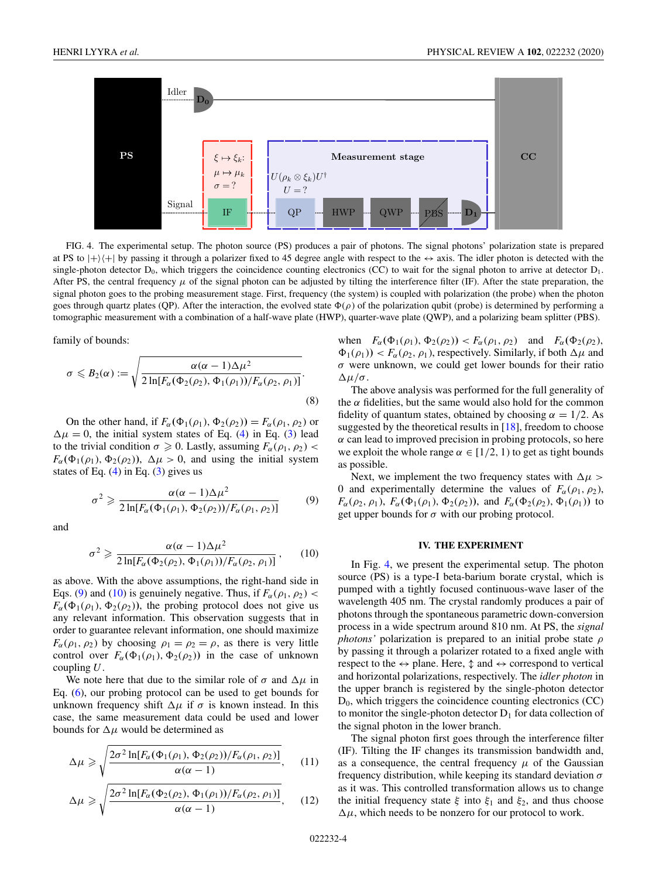FIG. 4. The experimental setup. The photon source (PS) produces a pair of photons. The signal photons' polarization state is prepared at PS to $|+\rangle\langle+|$ by passing it through a polarizer fixed to 45 degree angle with respect to the $\leftrightarrow$ axis. The idler photon is detected with the single-photon detector $D_0$, which triggers the coincidence counting electronics (CC) to wait for the signal photon to arrive at detector $D_1$. After PS, the central frequency $\mu$ of the signal photon can be adjusted by tilting the interference filter (IF). After the state preparation, the signal photon goes to the probing measurement stage. First, frequency (the system) is coupled with polarization (the probe) when the photon goes through quartz plates (QP). After the interaction, the evolved state $\Phi(\rho)$ of the polarization qubit (probe) is determined by performing a tomographic measurement with a combination of a half-wave plate (HWP), quarter-wave plate (QWP), and a polarizing beam splitter (PBS).

family of bounds:

$$\sigma \leqslant B_2(\alpha) := \sqrt{\frac{\alpha(\alpha-1)\Delta\mu^2}{2\ln[F_\alpha(\Phi_2(\rho_2),\Phi_1(\rho_1))/F_\alpha(\rho_2,\rho_1)]}}. \tag{8}$$

On the other hand, if $F_\alpha(\Phi_1(\rho_1),\Phi_2(\rho_2)) = F_\alpha(\rho_1,\rho_2)$ or $\Delta\mu = 0$, the initial system states of Eq. (4) in Eq. (3) lead to the trivial condition $\sigma \geqslant 0$. Lastly, assuming $F_\alpha(\rho_1,\rho_2) < F_\alpha(\Phi_1(\rho_1),\Phi_2(\rho_2))$, $\Delta\mu > 0$, and using the initial system states of Eq. (4) in Eq. (3) gives us

$$\sigma^2 \geqslant \frac{\alpha(\alpha-1)\Delta\mu^2}{2\ln[F_\alpha(\Phi_1(\rho_1),\Phi_2(\rho_2))/F_\alpha(\rho_1,\rho_2)]} \tag{9}$$

and

$$\sigma^2 \geqslant \frac{\alpha(\alpha-1)\Delta\mu^2}{2\ln[F_\alpha(\Phi_2(\rho_2),\Phi_1(\rho_1))/F_\alpha(\rho_2,\rho_1)]}, \tag{10}$$

as above. With the above assumptions, the right-hand side in Eqs. (9) and (10) is genuinely negative. Thus, if $F_\alpha(\rho_1,\rho_2) < F_\alpha(\Phi_1(\rho_1),\Phi_2(\rho_2))$, the probing protocol does not give us any relevant information. This observation suggests that in order to guarantee relevant information, one should maximize $F_\alpha(\rho_1,\rho_2)$ by choosing $\rho_1 = \rho_2 = \rho$, as there is very little control over $F_\alpha(\Phi_1(\rho_1),\Phi_2(\rho_2))$ in the case of unknown coupling $U$.

We note here that due to the similar role of $\sigma$ and $\Delta\mu$ in Eq. (6), our probing protocol can be used to get bounds for unknown frequency shift $\Delta\mu$ if $\sigma$ is known instead. In this case, the same measurement data could be used and lower bounds for $\Delta\mu$ would be determined as

$$\Delta\mu \geqslant \sqrt{\frac{2\sigma^2\ln[F_\alpha(\Phi_1(\rho_1),\Phi_2(\rho_2))/F_\alpha(\rho_1,\rho_2)]}{\alpha(\alpha-1)}}, \tag{11}$$

$$\Delta\mu \geqslant \sqrt{\frac{2\sigma^2\ln[F_\alpha(\Phi_2(\rho_2),\Phi_1(\rho_1))/F_\alpha(\rho_2,\rho_1)]}{\alpha(\alpha-1)}}, \tag{12}$$

when $F_\alpha(\Phi_1(\rho_1),\Phi_2(\rho_2)) < F_\alpha(\rho_1,\rho_2)$ and $F_\alpha(\Phi_2(\rho_2),\Phi_1(\rho_1)) < F_\alpha(\rho_2,\rho_1)$, respectively. Similarly, if both $\Delta\mu$ and $\sigma$ were unknown, we could get lower bounds for their ratio $\Delta\mu/\sigma$.

The above analysis was performed for the full generality of the $\alpha$ fidelities, but the same would also hold for the common fidelity of quantum states, obtained by choosing $\alpha = 1/2$. As suggested by the theoretical results in [18], freedom to choose $\alpha$ can lead to improved precision in probing protocols, so here we exploit the whole range $\alpha \in [1/2, 1)$ to get as tight bounds as possible.

Next, we implement the two frequency states with $\Delta\mu > 0$ and experimentally determine the values of $F_\alpha(\rho_1,\rho_2)$, $F_\alpha(\rho_2,\rho_1)$, $F_\alpha(\Phi_1(\rho_1),\Phi_2(\rho_2))$, and $F_\alpha(\Phi_2(\rho_2),\Phi_1(\rho_1))$ to get upper bounds for $\sigma$ with our probing protocol.

## IV. THE EXPERIMENT

In Fig. 4, we present the experimental setup. The photon source (PS) is a type-I beta-barium borate crystal, which is pumped with a tightly focused continuous-wave laser of the wavelength 405 nm. The crystal randomly produces a pair of photons through the spontaneous parametric down-conversion process in a wide spectrum around 810 nm. At PS, the *signal photons'* polarization is prepared to an initial probe state $\rho$ by passing it through a polarizer rotated to a fixed angle with respect to the $\leftrightarrow$ plane. Here, $\updownarrow$ and $\leftrightarrow$ correspond to vertical and horizontal polarizations, respectively. The *idler photon* in the upper branch is registered by the single-photon detector $D_0$, which triggers the coincidence counting electronics (CC) to monitor the single-photon detector $D_1$ for data collection of the signal photon in the lower branch.

The signal photon first goes through the interference filter (IF). Tilting the IF changes its transmission bandwidth and, as a consequence, the central frequency $\mu$ of the Gaussian frequency distribution, while keeping its standard deviation $\sigma$ as it was. This controlled transformation allows us to change the initial frequency state $\xi$ into $\xi_1$ and $\xi_2$, and thus choose $\Delta\mu$, which needs to be nonzero for our protocol to work.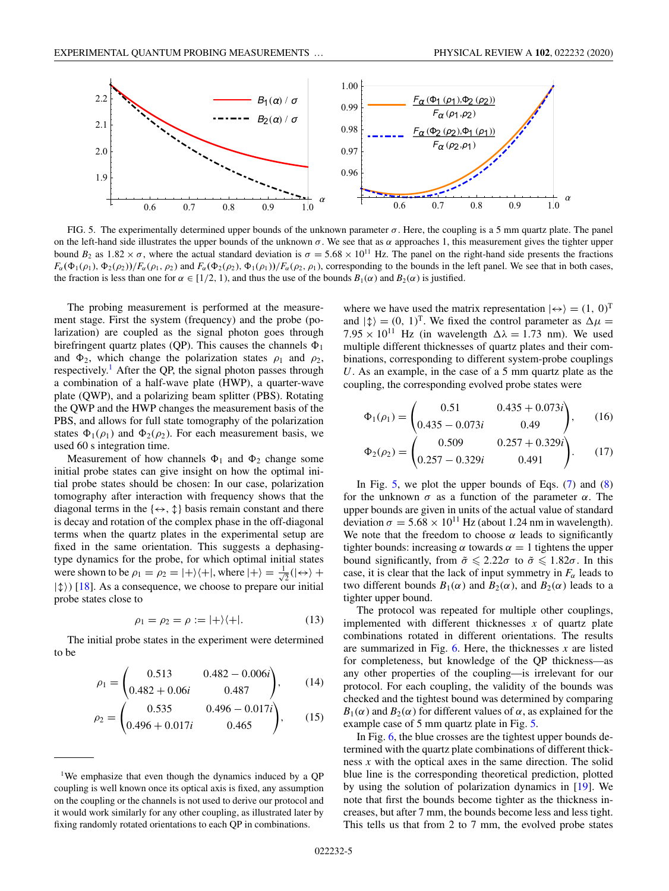FIG. 5. The experimentally determined upper bounds of the unknown parameter $\sigma$. Here, the coupling is a 5 mm quartz plate. The panel on the left-hand side illustrates the upper bounds of the unknown $\sigma$. We see that as $\alpha$ approaches 1, this measurement gives the tighter upper bound $B_2$ as $1.82 \times \sigma$, where the actual standard deviation is $\sigma = 5.68 \times 10^{11}$ Hz. The panel on the right-hand side presents the fractions $F_\alpha(\Phi_1(\rho_1), \Phi_2(\rho_2))/F_\alpha(\rho_1, \rho_2)$ and $F_\alpha(\Phi_2(\rho_2), \Phi_1(\rho_1))/F_\alpha(\rho_2, \rho_1)$, corresponding to the bounds in the left panel. We see that in both cases, the fraction is less than one for $\alpha \in [1/2, 1)$, and thus the use of the bounds $B_1(\alpha)$ and $B_2(\alpha)$ is justified.

The probing measurement is performed at the measurement stage. First the system (frequency) and the probe (polarization) are coupled as the signal photon goes through birefringent quartz plates (QP). This causes the channels $\Phi_1$ and $\Phi_2$, which change the polarization states $\rho_1$ and $\rho_2$, respectively.[1] After the QP, the signal photon passes through a combination of a half-wave plate (HWP), a quarter-wave plate (QWP), and a polarizing beam splitter (PBS). Rotating the QWP and the HWP changes the measurement basis of the PBS, and allows for full state tomography of the polarization states $\Phi_1(\rho_1)$ and $\Phi_2(\rho_2)$. For each measurement basis, we used 60 s integration time.

Measurement of how channels $\Phi_1$ and $\Phi_2$ change some initial probe states can give insight on how the optimal initial probe states should be chosen: In our case, polarization tomography after interaction with frequency shows that the diagonal terms in the $\{\leftrightarrow, \updownarrow\}$ basis remain constant and there is decay and rotation of the complex phase in the off-diagonal terms when the quartz plates in the experimental setup are fixed in the same orientation. This suggests a dephasing-type dynamics for the probe, for which optimal initial states were shown to be $\rho_1 = \rho_2 = |+\rangle\langle+|$, where $|+\rangle = \frac{1}{\sqrt{2}}(|\leftrightarrow\rangle + |\updownarrow\rangle)$ [18]. As a consequence, we choose to prepare our initial probe states close to

$$\rho_1 = \rho_2 = \rho := |+\rangle\langle+|. \tag{13}$$

The initial probe states in the experiment were determined to be

$$\rho_1 = \begin{pmatrix} 0.513 & 0.482 - 0.006i \\ 0.482 + 0.06i & 0.487 \end{pmatrix}, \tag{14}$$

$$\rho_2 = \begin{pmatrix} 0.535 & 0.496 - 0.017i \\ 0.496 + 0.017i & 0.465 \end{pmatrix}, \tag{15}$$

where we have used the matrix representation $|\leftrightarrow\rangle = (1,\ 0)^{\mathrm{T}}$ and $|\updownarrow\rangle = (0,\ 1)^{\mathrm{T}}$. We fixed the control parameter as $\Delta\mu = 7.95 \times 10^{11}$ Hz (in wavelength $\Delta\lambda = 1.73$ nm). We used multiple different thicknesses of quartz plates and their combinations, corresponding to different system-probe couplings $U$. As an example, in the case of a 5 mm quartz plate as the coupling, the corresponding evolved probe states were

$$\Phi_1(\rho_1) = \begin{pmatrix} 0.51 & 0.435 + 0.073i \\ 0.435 - 0.073i & 0.49 \end{pmatrix}, \tag{16}$$

$$\Phi_2(\rho_2) = \begin{pmatrix} 0.509 & 0.257 + 0.329i \\ 0.257 - 0.329i & 0.491 \end{pmatrix}. \tag{17}$$

In Fig. 5, we plot the upper bounds of Eqs. (7) and (8) for the unknown $\sigma$ as a function of the parameter $\alpha$. The upper bounds are given in units of the actual value of standard deviation $\sigma = 5.68 \times 10^{11}$ Hz (about 1.24 nm in wavelength). We note that the freedom to choose $\alpha$ leads to significantly tighter bounds: increasing $\alpha$ towards $\alpha = 1$ tightens the upper bound significantly, from $\tilde{\sigma} \leqslant 2.22\sigma$ to $\tilde{\sigma} \leqslant 1.82\sigma$. In this case, it is clear that the lack of input symmetry in $F_\alpha$ leads to two different bounds $B_1(\alpha)$ and $B_2(\alpha)$, and $B_2(\alpha)$ leads to a tighter upper bound.

The protocol was repeated for multiple other couplings, implemented with different thicknesses $x$ of quartz plate combinations rotated in different orientations. The results are summarized in Fig. 6. Here, the thicknesses $x$ are listed for completeness, but knowledge of the QP thickness—as any other properties of the coupling—is irrelevant for our protocol. For each coupling, the validity of the bounds was checked and the tightest bound was determined by comparing $B_1(\alpha)$ and $B_2(\alpha)$ for different values of $\alpha$, as explained for the example case of 5 mm quartz plate in Fig. 5.

In Fig. 6, the blue crosses are the tightest upper bounds determined with the quartz plate combinations of different thickness $x$ with the optical axes in the same direction. The solid blue line is the corresponding theoretical prediction, plotted by using the solution of polarization dynamics in [19]. We note that first the bounds become tighter as the thickness increases, but after 7 mm, the bounds become less and less tight. This tells us that from 2 to 7 mm, the evolved probe states

[1] We emphasize that even though the dynamics induced by a QP coupling is well known once its optical axis is fixed, any assumption on the coupling or the channels is not used to derive our protocol and it would work similarly for any other coupling, as illustrated later by fixing randomly rotated orientations to each QP in combinations.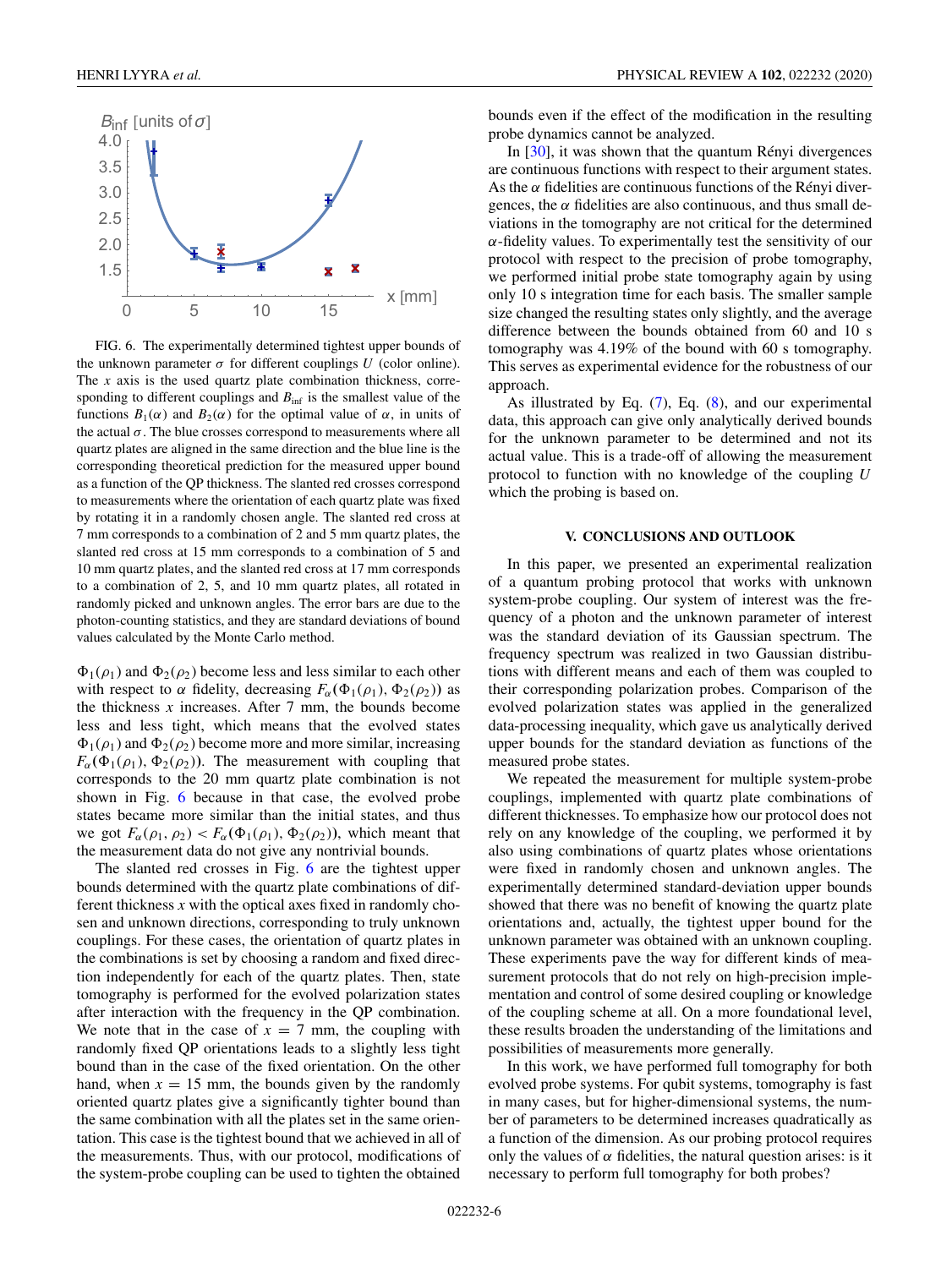$B_{\rm inf}$ [units of $\sigma$]

4.0

3.5

3.0

2.5

2.0

1.5

0 5 10 15 x [mm]

FIG. 6. The experimentally determined tightest upper bounds of the unknown parameter $\sigma$ for different couplings $U$ (color online). The $x$ axis is the used quartz plate combination thickness, corresponding to different couplings and $B_{\rm inf}$ is the smallest value of the functions $B_1(\alpha)$ and $B_2(\alpha)$ for the optimal value of $\alpha$, in units of the actual $\sigma$. The blue crosses correspond to measurements where all quartz plates are aligned in the same direction and the blue line is the corresponding theoretical prediction for the measured upper bound as a function of the QP thickness. The slanted red crosses correspond to measurements where the orientation of each quartz plate was fixed by rotating it in a randomly chosen angle. The slanted red cross at 7 mm corresponds to a combination of 2 and 5 mm quartz plates, the slanted red cross at 15 mm corresponds to a combination of 5 and 10 mm quartz plates, and the slanted red cross at 17 mm corresponds to a combination of 2, 5, and 10 mm quartz plates, all rotated in randomly picked and unknown angles. The error bars are due to the photon-counting statistics, and they are standard deviations of bound values calculated by the Monte Carlo method.

$\Phi_1(\rho_1)$ and $\Phi_2(\rho_2)$ become less and less similar to each other with respect to $\alpha$ fidelity, decreasing $F_\alpha(\Phi_1(\rho_1), \Phi_2(\rho_2))$ as the thickness $x$ increases. After 7 mm, the bounds become less and less tight, which means that the evolved states $\Phi_1(\rho_1)$ and $\Phi_2(\rho_2)$ become more and more similar, increasing $F_\alpha(\Phi_1(\rho_1), \Phi_2(\rho_2))$. The measurement with coupling that corresponds to the 20 mm quartz plate combination is not shown in Fig. 6 because in that case, the evolved probe states became more similar than the initial states, and thus we got $F_\alpha(\rho_1, \rho_2) < F_\alpha(\Phi_1(\rho_1), \Phi_2(\rho_2))$, which meant that the measurement data do not give any nontrivial bounds.

The slanted red crosses in Fig. 6 are the tightest upper bounds determined with the quartz plate combinations of different thickness $x$ with the optical axes fixed in randomly chosen and unknown directions, corresponding to truly unknown couplings. For these cases, the orientation of quartz plates in the combinations is set by choosing a random and fixed direction independently for each of the quartz plates. Then, state tomography is performed for the evolved polarization states after interaction with the frequency in the QP combination. We note that in the case of $x = 7$ mm, the coupling with randomly fixed QP orientations leads to a slightly less tight bound than in the case of the fixed orientation. On the other hand, when $x = 15$ mm, the bounds given by the randomly oriented quartz plates give a significantly tighter bound than the same combination with all the plates set in the same orientation. This case is the tightest bound that we achieved in all of the measurements. Thus, with our protocol, modifications of the system-probe coupling can be used to tighten the obtained bounds even if the effect of the modification in the resulting probe dynamics cannot be analyzed.

In [30], it was shown that the quantum Rényi divergences are continuous functions with respect to their argument states. As the $\alpha$ fidelities are continuous functions of the Rényi divergences, the $\alpha$ fidelities are also continuous, and thus small deviations in the tomography are not critical for the determined $\alpha$-fidelity values. To experimentally test the sensitivity of our protocol with respect to the precision of probe tomography, we performed initial probe state tomography again by using only 10 s integration time for each basis. The smaller sample size changed the resulting states only slightly, and the average difference between the bounds obtained from 60 and 10 s tomography was 4.19% of the bound with 60 s tomography. This serves as experimental evidence for the robustness of our approach.

As illustrated by Eq. (7), Eq. (8), and our experimental data, this approach can give only analytically derived bounds for the unknown parameter to be determined and not its actual value. This is a trade-off of allowing the measurement protocol to function with no knowledge of the coupling $U$ which the probing is based on.

## V. CONCLUSIONS AND OUTLOOK

In this paper, we presented an experimental realization of a quantum probing protocol that works with unknown system-probe coupling. Our system of interest was the frequency of a photon and the unknown parameter of interest was the standard deviation of its Gaussian spectrum. The frequency spectrum was realized in two Gaussian distributions with different means and each of them was coupled to their corresponding polarization probes. Comparison of the evolved polarization states was applied in the generalized data-processing inequality, which gave us analytically derived upper bounds for the standard deviation as functions of the measured probe states.

We repeated the measurement for multiple system-probe couplings, implemented with quartz plate combinations of different thicknesses. To emphasize how our protocol does not rely on any knowledge of the coupling, we performed it by also using combinations of quartz plates whose orientations were fixed in randomly chosen and unknown angles. The experimentally determined standard-deviation upper bounds showed that there was no benefit of knowing the quartz plate orientations and, actually, the tightest upper bound for the unknown parameter was obtained with an unknown coupling. These experiments pave the way for different kinds of measurement protocols that do not rely on high-precision implementation and control of some desired coupling or knowledge of the coupling scheme at all. On a more foundational level, these results broaden the understanding of the limitations and possibilities of measurements more generally.

In this work, we have performed full tomography for both evolved probe systems. For qubit systems, tomography is fast in many cases, but for higher-dimensional systems, the number of parameters to be determined increases quadratically as a function of the dimension. As our probing protocol requires only the values of $\alpha$ fidelities, the natural question arises: is it necessary to perform full tomography for both probes?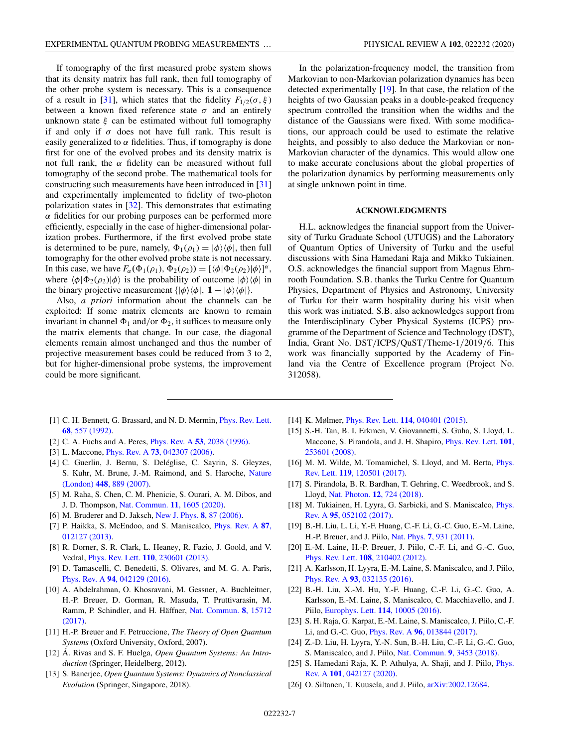If tomography of the first measured probe system shows that its density matrix has full rank, then full tomography of the other probe system is necessary. This is a consequence of a result in [31], which states that the fidelity $F_{1/2}(\sigma, \xi)$ between a known fixed reference state $\sigma$ and an entirely unknown state $\xi$ can be estimated without full tomography if and only if $\sigma$ does not have full rank. This result is easily generalized to $\alpha$ fidelities. Thus, if tomography is done first for one of the evolved probes and its density matrix is not full rank, the $\alpha$ fidelity can be measured without full tomography of the second probe. The mathematical tools for constructing such measurements have been introduced in [31] and experimentally implemented to fidelity of two-photon polarization states in [32]. This demonstrates that estimating $\alpha$ fidelities for our probing purposes can be performed more efficiently, especially in the case of higher-dimensional polarization probes. Furthermore, if the first evolved probe state is determined to be pure, namely, $\Phi_1(\rho_1) = |\phi\rangle\langle\phi|$, then full tomography for the other evolved probe state is not necessary. In this case, we have $F_\alpha(\Phi_1(\rho_1), \Phi_2(\rho_2)) = [\langle\phi|\Phi_2(\rho_2)|\phi\rangle]^\alpha$, where $\langle\phi|\Phi_2(\rho_2)|\phi\rangle$ is the probability of outcome $|\phi\rangle\langle\phi|$ in the binary projective measurement $\{|\phi\rangle\langle\phi|, \mathbf{1} - |\phi\rangle\langle\phi|\}$.

Also, *a priori* information about the channels can be exploited: If some matrix elements are known to remain invariant in channel $\Phi_1$ and/or $\Phi_2$, it suffices to measure only the matrix elements that change. In our case, the diagonal elements remain almost unchanged and thus the number of projective measurement bases could be reduced from 3 to 2, but for higher-dimensional probe systems, the improvement could be more significant.

In the polarization-frequency model, the transition from Markovian to non-Markovian polarization dynamics has been detected experimentally [19]. In that case, the relation of the heights of two Gaussian peaks in a double-peaked frequency spectrum controlled the transition when the widths and the distance of the Gaussians were fixed. With some modifications, our approach could be used to estimate the relative heights, and possibly to also deduce the Markovian or non-Markovian character of the dynamics. This would allow one to make accurate conclusions about the global properties of the polarization dynamics by performing measurements only at single unknown point in time.

## ACKNOWLEDGMENTS

H.L. acknowledges the financial support from the University of Turku Graduate School (UTUGS) and the Laboratory of Quantum Optics of University of Turku and the useful discussions with Sina Hamedani Raja and Mikko Tukiainen. O.S. acknowledges the financial support from Magnus Ehrnrooth Foundation. S.B. thanks the Turku Centre for Quantum Physics, Department of Physics and Astronomy, University of Turku for their warm hospitality during his visit when this work was initiated. S.B. also acknowledges support from the Interdisciplinary Cyber Physical Systems (ICPS) programme of the Department of Science and Technology (DST), India, Grant No. DST/ICPS/QuST/Theme-1/2019/6. This work was financially supported by the Academy of Finland via the Centre of Excellence program (Project No. 312058).

---

[1] C. H. Bennett, G. Brassard, and N. D. Mermin, Phys. Rev. Lett. **68**, 557 (1992).

[2] C. A. Fuchs and A. Peres, Phys. Rev. A **53**, 2038 (1996).

[3] L. Maccone, Phys. Rev. A **73**, 042307 (2006).

[4] C. Guerlin, J. Bernu, S. Deléglise, C. Sayrin, S. Gleyzes, S. Kuhr, M. Brune, J.-M. Raimond, and S. Haroche, Nature (London) **448**, 889 (2007).

[5] M. Raha, S. Chen, C. M. Phenicie, S. Ourari, A. M. Dibos, and J. D. Thompson, Nat. Commun. **11**, 1605 (2020).

[6] M. Bruderer and D. Jaksch, New J. Phys. **8**, 87 (2006).

[7] P. Haikka, S. McEndoo, and S. Maniscalco, Phys. Rev. A **87**, 012127 (2013).

[8] R. Dorner, S. R. Clark, L. Heaney, R. Fazio, J. Goold, and V. Vedral, Phys. Rev. Lett. **110**, 230601 (2013).

[9] D. Tamascelli, C. Benedetti, S. Olivares, and M. G. A. Paris, Phys. Rev. A **94**, 042129 (2016).

[10] A. Abdelrahman, O. Khosravani, M. Gessner, A. Buchleitner, H.-P. Breuer, D. Gorman, R. Masuda, T. Pruttivarasin, M. Ramm, P. Schindler, and H. Häffner, Nat. Commun. **8**, 15712 (2017).

[11] H.-P. Breuer and F. Petruccione, *The Theory of Open Quantum Systems* (Oxford University, Oxford, 2007).

[12] Á. Rivas and S. F. Huelga, *Open Quantum Systems: An Introduction* (Springer, Heidelberg, 2012).

[13] S. Banerjee, *Open Quantum Systems: Dynamics of Nonclassical Evolution* (Springer, Singapore, 2018).

[14] K. Mølmer, Phys. Rev. Lett. **114**, 040401 (2015).

[15] S.-H. Tan, B. I. Erkmen, V. Giovannetti, S. Guha, S. Lloyd, L. Maccone, S. Pirandola, and J. H. Shapiro, Phys. Rev. Lett. **101**, 253601 (2008).

[16] M. M. Wilde, M. Tomamichel, S. Lloyd, and M. Berta, Phys. Rev. Lett. **119**, 120501 (2017).

[17] S. Pirandola, B. R. Bardhan, T. Gehring, C. Weedbrook, and S. Lloyd, Nat. Photon. **12**, 724 (2018).

[18] M. Tukiainen, H. Lyyra, G. Sarbicki, and S. Maniscalco, Phys. Rev. A **95**, 052102 (2017).

[19] B.-H. Liu, L. Li, Y.-F. Huang, C.-F. Li, G.-C. Guo, E.-M. Laine, H.-P. Breuer, and J. Piilo, Nat. Phys. **7**, 931 (2011).

[20] E.-M. Laine, H.-P. Breuer, J. Piilo, C.-F. Li, and G.-C. Guo, Phys. Rev. Lett. **108**, 210402 (2012).

[21] A. Karlsson, H. Lyyra, E.-M. Laine, S. Maniscalco, and J. Piilo, Phys. Rev. A **93**, 032135 (2016).

[22] B.-H. Liu, X.-M. Hu, Y.-F. Huang, C.-F. Li, G.-C. Guo, A. Karlsson, E.-M. Laine, S. Maniscalco, C. Macchiavello, and J. Piilo, Europhys. Lett. **114**, 10005 (2016).

[23] S. H. Raja, G. Karpat, E.-M. Laine, S. Maniscalco, J. Piilo, C.-F. Li, and G.-C. Guo, Phys. Rev. A **96**, 013844 (2017).

[24] Z.-D. Liu, H. Lyyra, Y.-N. Sun, B.-H. Liu, C.-F. Li, G.-C. Guo, S. Maniscalco, and J. Piilo, Nat. Commun. **9**, 3453 (2018).

[25] S. Hamedani Raja, K. P. Athulya, A. Shaji, and J. Piilo, Phys. Rev. A **101**, 042127 (2020).

[26] O. Siltanen, T. Kuusela, and J. Piilo, arXiv:2002.12684.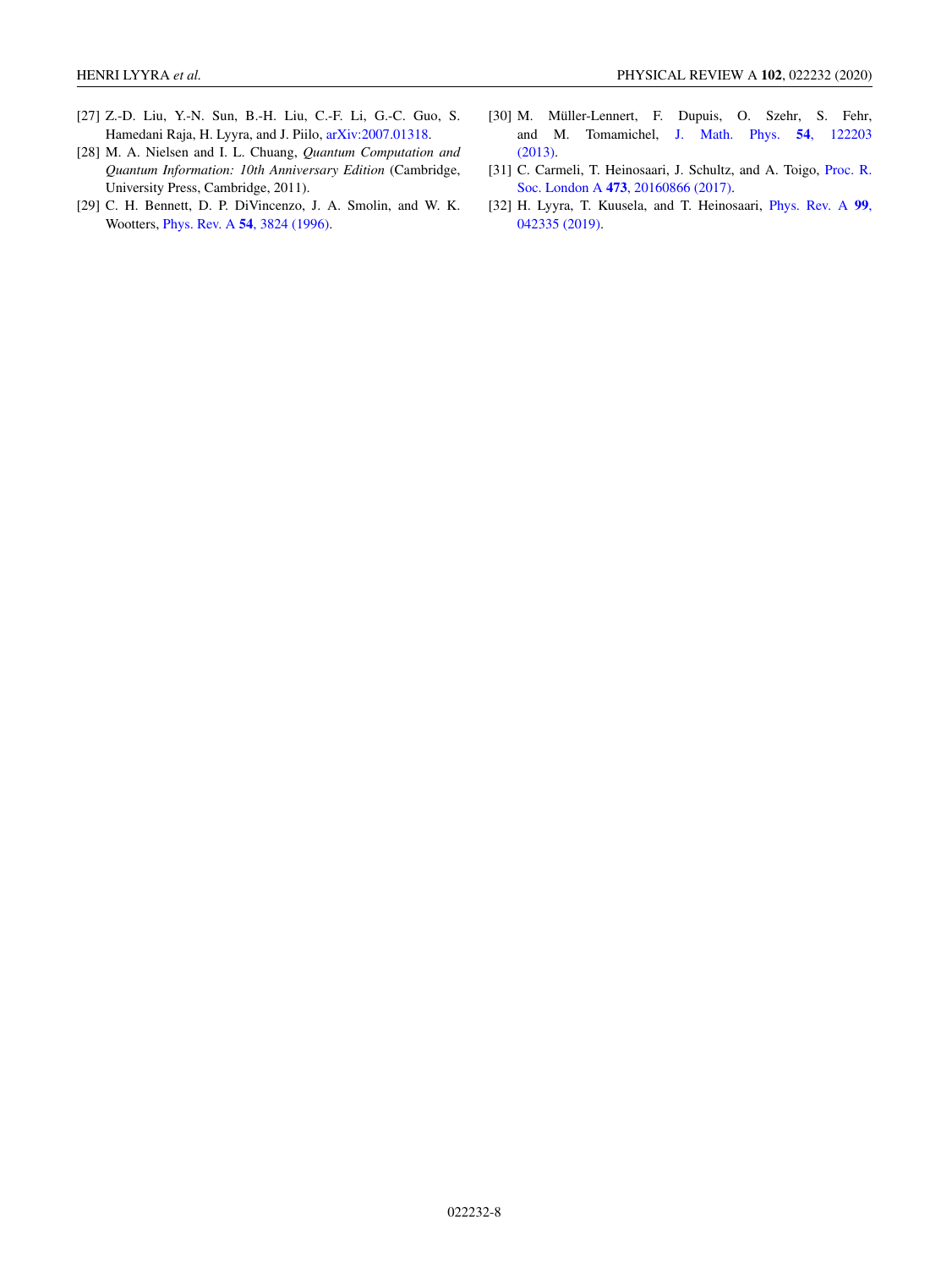[27] Z.-D. Liu, Y.-N. Sun, B.-H. Liu, C.-F. Li, G.-C. Guo, S. Hamedani Raja, H. Lyyra, and J. Piilo, arXiv:2007.01318.

[28] M. A. Nielsen and I. L. Chuang, *Quantum Computation and Quantum Information: 10th Anniversary Edition* (Cambridge, University Press, Cambridge, 2011).

[29] C. H. Bennett, D. P. DiVincenzo, J. A. Smolin, and W. K. Wootters, Phys. Rev. A **54**, 3824 (1996).

[30] M. Müller-Lennert, F. Dupuis, O. Szehr, S. Fehr, and M. Tomamichel, J. Math. Phys. **54**, 122203 (2013).

[31] C. Carmeli, T. Heinosaari, J. Schultz, and A. Toigo, Proc. R. Soc. London A **473**, 20160866 (2017).

[32] H. Lyyra, T. Kuusela, and T. Heinosaari, Phys. Rev. A **99**, 042335 (2019).